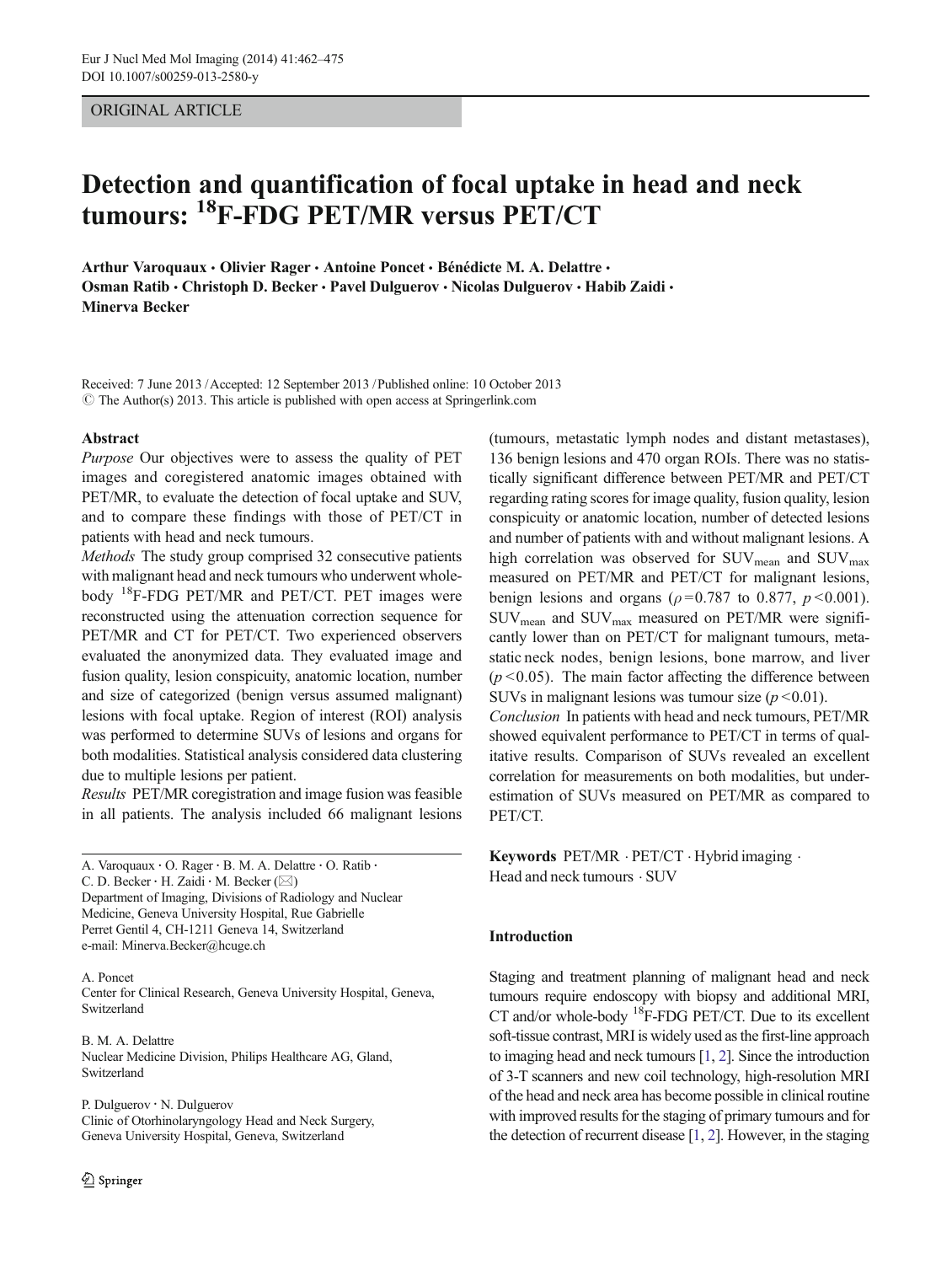ORIGINAL ARTICLE

# Detection and quantification of focal uptake in head and neck tumours: $^{18}$F-FDG PET/MR versus PET/CT

**Arthur Varoquaux · Olivier Rager · Antoine Poncet · Bénédicte M. A. Delattre · Osman Ratib · Christoph D. Becker · Pavel Dulguerov · Nicolas Dulguerov · Habib Zaidi · Minerva Becker**

Received: 7 June 2013 / Accepted: 12 September 2013 / Published online: 10 October 2013
© The Author(s) 2013. This article is published with open access at Springerlink.com

## Abstract

*Purpose* Our objectives were to assess the quality of PET images and coregistered anatomic images obtained with PET/MR, to evaluate the detection of focal uptake and SUV, and to compare these findings with those of PET/CT in patients with head and neck tumours.

*Methods* The study group comprised 32 consecutive patients with malignant head and neck tumours who underwent whole-body $^{18}$F-FDG PET/MR and PET/CT. PET images were reconstructed using the attenuation correction sequence for PET/MR and CT for PET/CT. Two experienced observers evaluated the anonymized data. They evaluated image and fusion quality, lesion conspicuity, anatomic location, number and size of categorized (benign versus assumed malignant) lesions with focal uptake. Region of interest (ROI) analysis was performed to determine SUVs of lesions and organs for both modalities. Statistical analysis considered data clustering due to multiple lesions per patient.

*Results* PET/MR coregistration and image fusion was feasible in all patients. The analysis included 66 malignant lesions (tumours, metastatic lymph nodes and distant metastases), 136 benign lesions and 470 organ ROIs. There was no statistically significant difference between PET/MR and PET/CT regarding rating scores for image quality, fusion quality, lesion conspicuity or anatomic location, number of detected lesions and number of patients with and without malignant lesions. A high correlation was observed for $SUV_{mean}$ and $SUV_{max}$ measured on PET/MR and PET/CT for malignant lesions, benign lesions and organs ($\rho = 0.787$ to $0.877$, $p < 0.001$). $SUV_{mean}$ and $SUV_{max}$ measured on PET/MR were significantly lower than on PET/CT for malignant tumours, metastatic neck nodes, benign lesions, bone marrow, and liver ($p < 0.05$). The main factor affecting the difference between SUVs in malignant lesions was tumour size ($p < 0.01$).

*Conclusion* In patients with head and neck tumours, PET/MR showed equivalent performance to PET/CT in terms of qualitative results. Comparison of SUVs revealed an excellent correlation for measurements on both modalities, but underestimation of SUVs measured on PET/MR as compared to PET/CT.

**Keywords** PET/MR · PET/CT · Hybrid imaging · Head and neck tumours · SUV

A. Varoquaux · O. Rager · B. M. A. Delattre · O. Ratib · C. D. Becker · H. Zaidi · M. Becker (✉)
Department of Imaging, Divisions of Radiology and Nuclear Medicine, Geneva University Hospital, Rue Gabrielle Perret Gentil 4, CH-1211 Geneva 14, Switzerland
e-mail: Minerva.Becker@hcuge.ch

A. Poncet
Center for Clinical Research, Geneva University Hospital, Geneva, Switzerland

B. M. A. Delattre
Nuclear Medicine Division, Philips Healthcare AG, Gland, Switzerland

P. Dulguerov · N. Dulguerov
Clinic of Otorhinolaryngology Head and Neck Surgery, Geneva University Hospital, Geneva, Switzerland

## Introduction

Staging and treatment planning of malignant head and neck tumours require endoscopy with biopsy and additional MRI, CT and/or whole-body $^{18}$F-FDG PET/CT. Due to its excellent soft-tissue contrast, MRI is widely used as the first-line approach to imaging head and neck tumours [1, 2]. Since the introduction of 3-T scanners and new coil technology, high-resolution MRI of the head and neck area has become possible in clinical routine with improved results for the staging of primary tumours and for the detection of recurrent disease [1, 2]. However, in the staging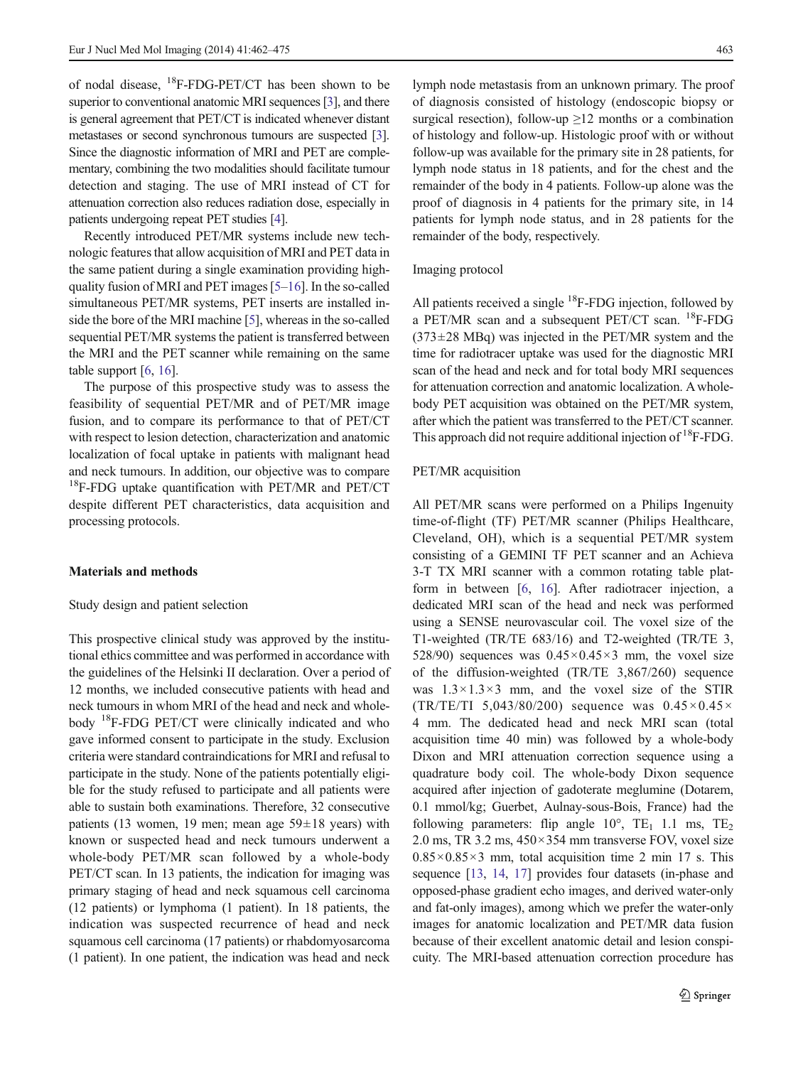of nodal disease, $^{18}$F-FDG-PET/CT has been shown to be superior to conventional anatomic MRI sequences [3], and there is general agreement that PET/CT is indicated whenever distant metastases or second synchronous tumours are suspected [3]. Since the diagnostic information of MRI and PET are complementary, combining the two modalities should facilitate tumour detection and staging. The use of MRI instead of CT for attenuation correction also reduces radiation dose, especially in patients undergoing repeat PET studies [4].

Recently introduced PET/MR systems include new technologic features that allow acquisition of MRI and PET data in the same patient during a single examination providing high-quality fusion of MRI and PET images [5–16]. In the so-called simultaneous PET/MR systems, PET inserts are installed inside the bore of the MRI machine [5], whereas in the so-called sequential PET/MR systems the patient is transferred between the MRI and the PET scanner while remaining on the same table support [6, 16].

The purpose of this prospective study was to assess the feasibility of sequential PET/MR and of PET/MR image fusion, and to compare its performance to that of PET/CT with respect to lesion detection, characterization and anatomic localization of focal uptake in patients with malignant head and neck tumours. In addition, our objective was to compare $^{18}$F-FDG uptake quantification with PET/MR and PET/CT despite different PET characteristics, data acquisition and processing protocols.

## Materials and methods

### Study design and patient selection

This prospective clinical study was approved by the institutional ethics committee and was performed in accordance with the guidelines of the Helsinki II declaration. Over a period of 12 months, we included consecutive patients with head and neck tumours in whom MRI of the head and neck and whole-body $^{18}$F-FDG PET/CT were clinically indicated and who gave informed consent to participate in the study. Exclusion criteria were standard contraindications for MRI and refusal to participate in the study. None of the patients potentially eligible for the study refused to participate and all patients were able to sustain both examinations. Therefore, 32 consecutive patients (13 women, 19 men; mean age 59±18 years) with known or suspected head and neck tumours underwent a whole-body PET/MR scan followed by a whole-body PET/CT scan. In 13 patients, the indication for imaging was primary staging of head and neck squamous cell carcinoma (12 patients) or lymphoma (1 patient). In 18 patients, the indication was suspected recurrence of head and neck squamous cell carcinoma (17 patients) or rhabdomyosarcoma (1 patient). In one patient, the indication was head and neck lymph node metastasis from an unknown primary. The proof of diagnosis consisted of histology (endoscopic biopsy or surgical resection), follow-up ≥12 months or a combination of histology and follow-up. Histologic proof with or without follow-up was available for the primary site in 28 patients, for lymph node status in 18 patients, and for the chest and the remainder of the body in 4 patients. Follow-up alone was the proof of diagnosis in 4 patients for the primary site, in 14 patients for lymph node status, and in 28 patients for the remainder of the body, respectively.

### Imaging protocol

All patients received a single $^{18}$F-FDG injection, followed by a PET/MR scan and a subsequent PET/CT scan. $^{18}$F-FDG (373±28 MBq) was injected in the PET/MR system and the time for radiotracer uptake was used for the diagnostic MRI scan of the head and neck and for total body MRI sequences for attenuation correction and anatomic localization. A whole-body PET acquisition was obtained on the PET/MR system, after which the patient was transferred to the PET/CT scanner. This approach did not require additional injection of $^{18}$F-FDG.

### PET/MR acquisition

All PET/MR scans were performed on a Philips Ingenuity time-of-flight (TF) PET/MR scanner (Philips Healthcare, Cleveland, OH), which is a sequential PET/MR system consisting of a GEMINI TF PET scanner and an Achieva 3-T TX MRI scanner with a common rotating table platform in between [6, 16]. After radiotracer injection, a dedicated MRI scan of the head and neck was performed using a SENSE neurovascular coil. The voxel size of the T1-weighted (TR/TE 683/16) and T2-weighted (TR/TE 3, 528/90) sequences was 0.45×0.45×3 mm, the voxel size of the diffusion-weighted (TR/TE 3,867/260) sequence was 1.3×1.3×3 mm, and the voxel size of the STIR (TR/TE/TI 5,043/80/200) sequence was 0.45×0.45×4 mm. The dedicated head and neck MRI scan (total acquisition time 40 min) was followed by a whole-body Dixon and MRI attenuation correction sequence using a quadrature body coil. The whole-body Dixon sequence acquired after injection of gadoterate meglumine (Dotarem, 0.1 mmol/kg; Guerbet, Aulnay-sous-Bois, France) had the following parameters: flip angle 10°, $TE_1$ 1.1 ms, $TE_2$ 2.0 ms, TR 3.2 ms, 450×354 mm transverse FOV, voxel size 0.85×0.85×3 mm, total acquisition time 2 min 17 s. This sequence [13, 14, 17] provides four datasets (in-phase and opposed-phase gradient echo images, and derived water-only and fat-only images), among which we prefer the water-only images for anatomic localization and PET/MR data fusion because of their excellent anatomic detail and lesion conspicuity. The MRI-based attenuation correction procedure has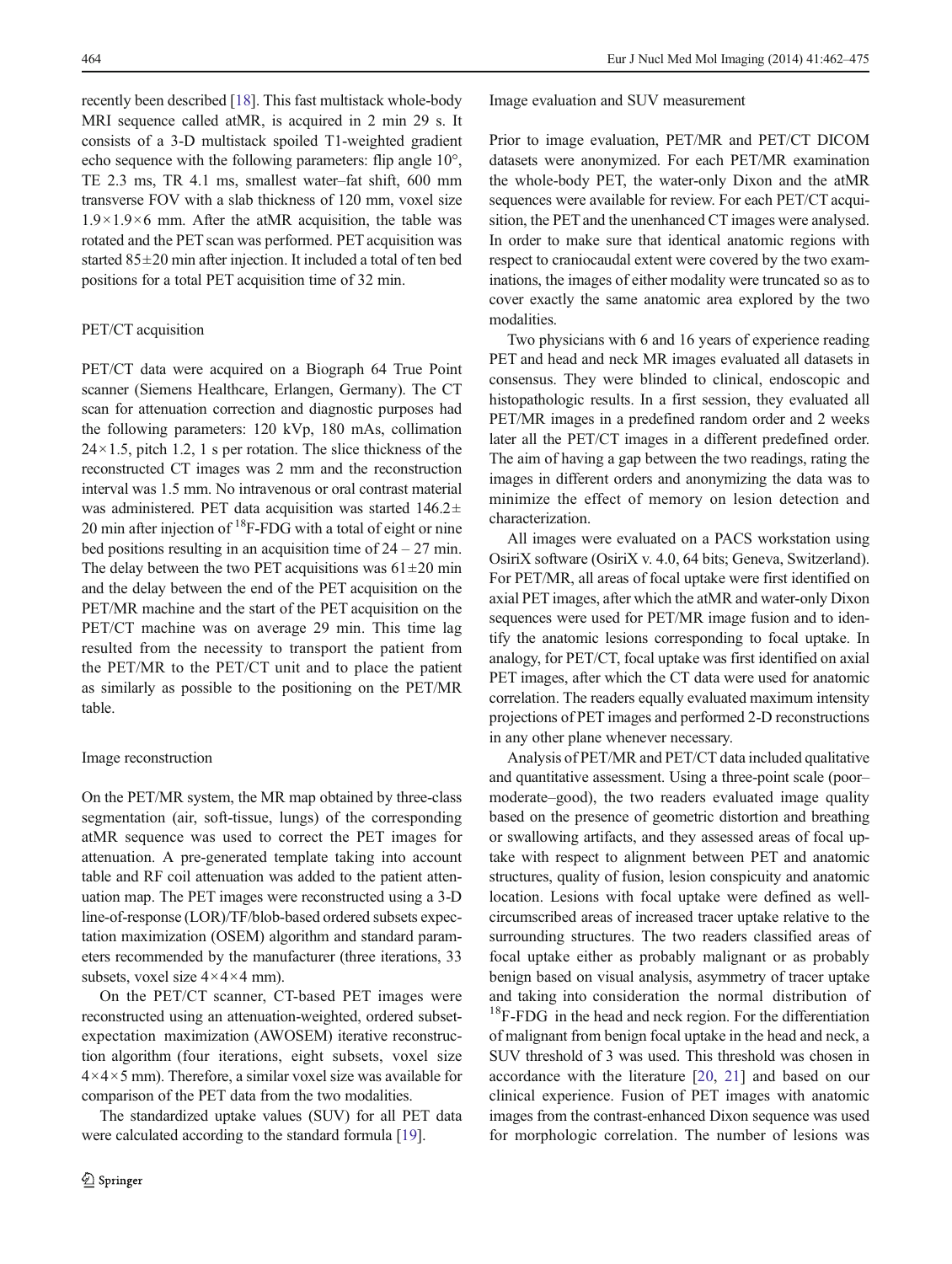recently been described [18]. This fast multistack whole-body MRI sequence called atMR, is acquired in 2 min 29 s. It consists of a 3-D multistack spoiled T1-weighted gradient echo sequence with the following parameters: flip angle 10°, TE 2.3 ms, TR 4.1 ms, smallest water–fat shift, 600 mm transverse FOV with a slab thickness of 120 mm, voxel size $1.9 \times 1.9 \times 6$ mm. After the atMR acquisition, the table was rotated and the PET scan was performed. PET acquisition was started $85 \pm 20$ min after injection. It included a total of ten bed positions for a total PET acquisition time of 32 min.

### PET/CT acquisition

PET/CT data were acquired on a Biograph 64 True Point scanner (Siemens Healthcare, Erlangen, Germany). The CT scan for attenuation correction and diagnostic purposes had the following parameters: 120 kVp, 180 mAs, collimation $24 \times 1.5$, pitch 1.2, 1 s per rotation. The slice thickness of the reconstructed CT images was 2 mm and the reconstruction interval was 1.5 mm. No intravenous or oral contrast material was administered. PET data acquisition was started $146.2 \pm 20$ min after injection of $^{18}$F-FDG with a total of eight or nine bed positions resulting in an acquisition time of 24 – 27 min. The delay between the two PET acquisitions was $61 \pm 20$ min and the delay between the end of the PET acquisition on the PET/MR machine and the start of the PET acquisition on the PET/CT machine was on average 29 min. This time lag resulted from the necessity to transport the patient from the PET/MR to the PET/CT unit and to place the patient as similarly as possible to the positioning on the PET/MR table.

### Image reconstruction

On the PET/MR system, the MR map obtained by three-class segmentation (air, soft-tissue, lungs) of the corresponding atMR sequence was used to correct the PET images for attenuation. A pre-generated template taking into account table and RF coil attenuation was added to the patient attenuation map. The PET images were reconstructed using a 3-D line-of-response (LOR)/TF/blob-based ordered subsets expectation maximization (OSEM) algorithm and standard parameters recommended by the manufacturer (three iterations, 33 subsets, voxel size $4 \times 4 \times 4$ mm).

On the PET/CT scanner, CT-based PET images were reconstructed using an attenuation-weighted, ordered subset-expectation maximization (AWOSEM) iterative reconstruction algorithm (four iterations, eight subsets, voxel size $4 \times 4 \times 5$ mm). Therefore, a similar voxel size was available for comparison of the PET data from the two modalities.

The standardized uptake values (SUV) for all PET data were calculated according to the standard formula [19].

### Image evaluation and SUV measurement

Prior to image evaluation, PET/MR and PET/CT DICOM datasets were anonymized. For each PET/MR examination the whole-body PET, the water-only Dixon and the atMR sequences were available for review. For each PET/CT acquisition, the PET and the unenhanced CT images were analysed. In order to make sure that identical anatomic regions with respect to craniocaudal extent were covered by the two examinations, the images of either modality were truncated so as to cover exactly the same anatomic area explored by the two modalities.

Two physicians with 6 and 16 years of experience reading PET and head and neck MR images evaluated all datasets in consensus. They were blinded to clinical, endoscopic and histopathologic results. In a first session, they evaluated all PET/MR images in a predefined random order and 2 weeks later all the PET/CT images in a different predefined order. The aim of having a gap between the two readings, rating the images in different orders and anonymizing the data was to minimize the effect of memory on lesion detection and characterization.

All images were evaluated on a PACS workstation using OsiriX software (OsiriX v. 4.0, 64 bits; Geneva, Switzerland). For PET/MR, all areas of focal uptake were first identified on axial PET images, after which the atMR and water-only Dixon sequences were used for PET/MR image fusion and to identify the anatomic lesions corresponding to focal uptake. In analogy, for PET/CT, focal uptake was first identified on axial PET images, after which the CT data were used for anatomic correlation. The readers equally evaluated maximum intensity projections of PET images and performed 2-D reconstructions in any other plane whenever necessary.

Analysis of PET/MR and PET/CT data included qualitative and quantitative assessment. Using a three-point scale (poor–moderate–good), the two readers evaluated image quality based on the presence of geometric distortion and breathing or swallowing artifacts, and they assessed areas of focal uptake with respect to alignment between PET and anatomic structures, quality of fusion, lesion conspicuity and anatomic location. Lesions with focal uptake were defined as well-circumscribed areas of increased tracer uptake relative to the surrounding structures. The two readers classified areas of focal uptake either as probably malignant or as probably benign based on visual analysis, asymmetry of tracer uptake and taking into consideration the normal distribution of $^{18}$F-FDG in the head and neck region. For the differentiation of malignant from benign focal uptake in the head and neck, a SUV threshold of 3 was used. This threshold was chosen in accordance with the literature [20, 21] and based on our clinical experience. Fusion of PET images with anatomic images from the contrast-enhanced Dixon sequence was used for morphologic correlation. The number of lesions was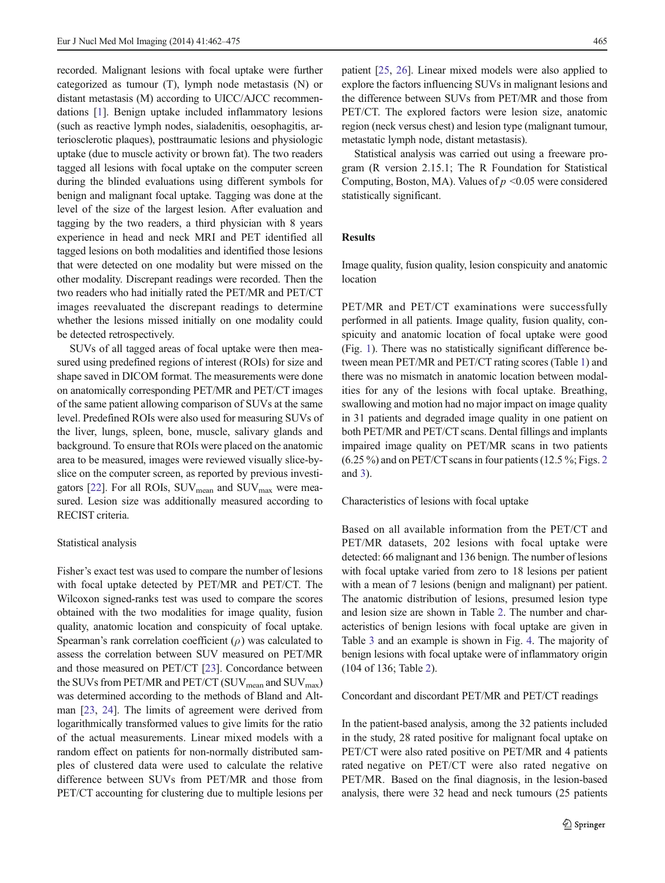recorded. Malignant lesions with focal uptake were further categorized as tumour (T), lymph node metastasis (N) or distant metastasis (M) according to UICC/AJCC recommendations [1]. Benign uptake included inflammatory lesions (such as reactive lymph nodes, sialadenitis, oesophagitis, arteriosclerotic plaques), posttraumatic lesions and physiologic uptake (due to muscle activity or brown fat). The two readers tagged all lesions with focal uptake on the computer screen during the blinded evaluations using different symbols for benign and malignant focal uptake. Tagging was done at the level of the size of the largest lesion. After evaluation and tagging by the two readers, a third physician with 8 years experience in head and neck MRI and PET identified all tagged lesions on both modalities and identified those lesions that were detected on one modality but were missed on the other modality. Discrepant readings were recorded. Then the two readers who had initially rated the PET/MR and PET/CT images reevaluated the discrepant readings to determine whether the lesions missed initially on one modality could be detected retrospectively.

SUVs of all tagged areas of focal uptake were then measured using predefined regions of interest (ROIs) for size and shape saved in DICOM format. The measurements were done on anatomically corresponding PET/MR and PET/CT images of the same patient allowing comparison of SUVs at the same level. Predefined ROIs were also used for measuring SUVs of the liver, lungs, spleen, bone, muscle, salivary glands and background. To ensure that ROIs were placed on the anatomic area to be measured, images were reviewed visually slice-by-slice on the computer screen, as reported by previous investigators [22]. For all ROIs, $SUV_{mean}$ and $SUV_{max}$ were measured. Lesion size was additionally measured according to RECIST criteria.

### Statistical analysis

Fisher's exact test was used to compare the number of lesions with focal uptake detected by PET/MR and PET/CT. The Wilcoxon signed-ranks test was used to compare the scores obtained with the two modalities for image quality, fusion quality, anatomic location and conspicuity of focal uptake. Spearman's rank correlation coefficient ($\rho$) was calculated to assess the correlation between SUV measured on PET/MR and those measured on PET/CT [23]. Concordance between the SUVs from PET/MR and PET/CT ($SUV_{mean}$ and $SUV_{max}$) was determined according to the methods of Bland and Altman [23, 24]. The limits of agreement were derived from logarithmically transformed values to give limits for the ratio of the actual measurements. Linear mixed models with a random effect on patients for non-normally distributed samples of clustered data were used to calculate the relative difference between SUVs from PET/MR and those from PET/CT accounting for clustering due to multiple lesions per patient [25, 26]. Linear mixed models were also applied to explore the factors influencing SUVs in malignant lesions and the difference between SUVs from PET/MR and those from PET/CT. The explored factors were lesion size, anatomic region (neck versus chest) and lesion type (malignant tumour, metastatic lymph node, distant metastasis).

Statistical analysis was carried out using a freeware program (R version 2.15.1; The R Foundation for Statistical Computing, Boston, MA). Values of $p$ <0.05 were considered statistically significant.

## Results

### Image quality, fusion quality, lesion conspicuity and anatomic location

PET/MR and PET/CT examinations were successfully performed in all patients. Image quality, fusion quality, conspicuity and anatomic location of focal uptake were good (Fig. 1). There was no statistically significant difference between mean PET/MR and PET/CT rating scores (Table 1) and there was no mismatch in anatomic location between modalities for any of the lesions with focal uptake. Breathing, swallowing and motion had no major impact on image quality in 31 patients and degraded image quality in one patient on both PET/MR and PET/CT scans. Dental fillings and implants impaired image quality on PET/MR scans in two patients (6.25 %) and on PET/CT scans in four patients (12.5 %; Figs. 2 and 3).

### Characteristics of lesions with focal uptake

Based on all available information from the PET/CT and PET/MR datasets, 202 lesions with focal uptake were detected: 66 malignant and 136 benign. The number of lesions with focal uptake varied from zero to 18 lesions per patient with a mean of 7 lesions (benign and malignant) per patient. The anatomic distribution of lesions, presumed lesion type and lesion size are shown in Table 2. The number and characteristics of benign lesions with focal uptake are given in Table 3 and an example is shown in Fig. 4. The majority of benign lesions with focal uptake were of inflammatory origin (104 of 136; Table 2).

### Concordant and discordant PET/MR and PET/CT readings

In the patient-based analysis, among the 32 patients included in the study, 28 rated positive for malignant focal uptake on PET/CT were also rated positive on PET/MR and 4 patients rated negative on PET/CT were also rated negative on PET/MR. Based on the final diagnosis, in the lesion-based analysis, there were 32 head and neck tumours (25 patients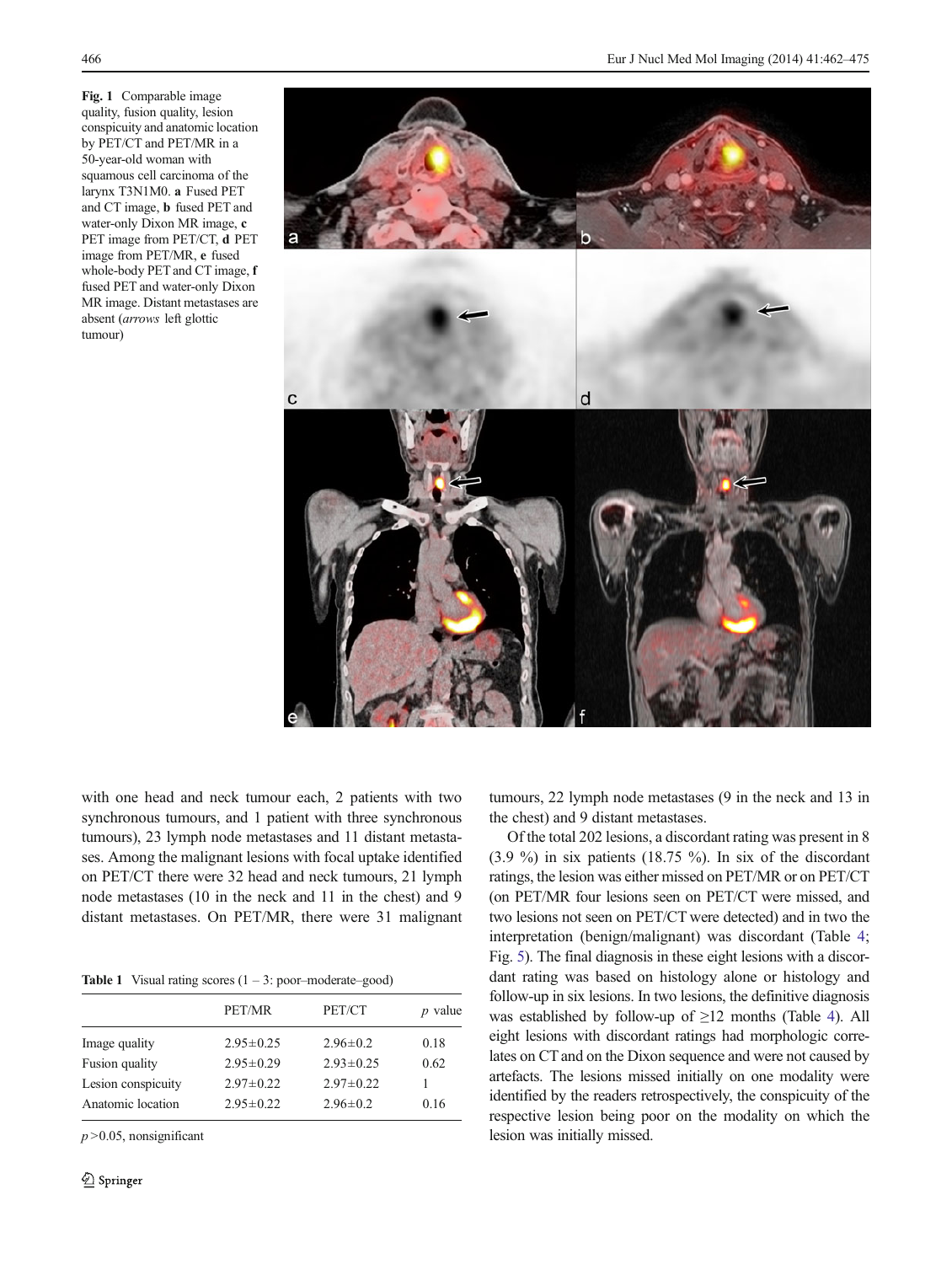**Fig. 1** Comparable image quality, fusion quality, lesion conspicuity and anatomic location by PET/CT and PET/MR in a 50-year-old woman with squamous cell carcinoma of the larynx T3N1M0. **a** Fused PET and CT image, **b** fused PET and water-only Dixon MR image, **c** PET image from PET/CT, **d** PET image from PET/MR, **e** fused whole-body PET and CT image, **f** fused PET and water-only Dixon MR image. Distant metastases are absent (*arrows* left glottic tumour)

with one head and neck tumour each, 2 patients with two synchronous tumours, and 1 patient with three synchronous tumours), 23 lymph node metastases and 11 distant metastases. Among the malignant lesions with focal uptake identified on PET/CT there were 32 head and neck tumours, 21 lymph node metastases (10 in the neck and 11 in the chest) and 9 distant metastases. On PET/MR, there were 31 malignant tumours, 22 lymph node metastases (9 in the neck and 13 in the chest) and 9 distant metastases.

**Table 1** Visual rating scores (1 – 3: poor–moderate–good)

| | PET/MR | PET/CT | *p* value |
|---|---|---|---|
| Image quality | 2.95±0.25 | 2.96±0.2 | 0.18 |
| Fusion quality | 2.95±0.29 | 2.93±0.25 | 0.62 |
| Lesion conspicuity | 2.97±0.22 | 2.97±0.22 | 1 |
| Anatomic location | 2.95±0.22 | 2.96±0.2 | 0.16 |

$p > 0.05$, nonsignificant

Of the total 202 lesions, a discordant rating was present in 8 (3.9 %) in six patients (18.75 %). In six of the discordant ratings, the lesion was either missed on PET/MR or on PET/CT (on PET/MR four lesions seen on PET/CT were missed, and two lesions not seen on PET/CT were detected) and in two the interpretation (benign/malignant) was discordant (Table 4; Fig. 5). The final diagnosis in these eight lesions with a discordant rating was based on histology alone or histology and follow-up in six lesions. In two lesions, the definitive diagnosis was established by follow-up of ≥12 months (Table 4). All eight lesions with discordant ratings had morphologic correlates on CT and on the Dixon sequence and were not caused by artefacts. The lesions missed initially on one modality were identified by the readers retrospectively, the conspicuity of the respective lesion being poor on the modality on which the lesion was initially missed.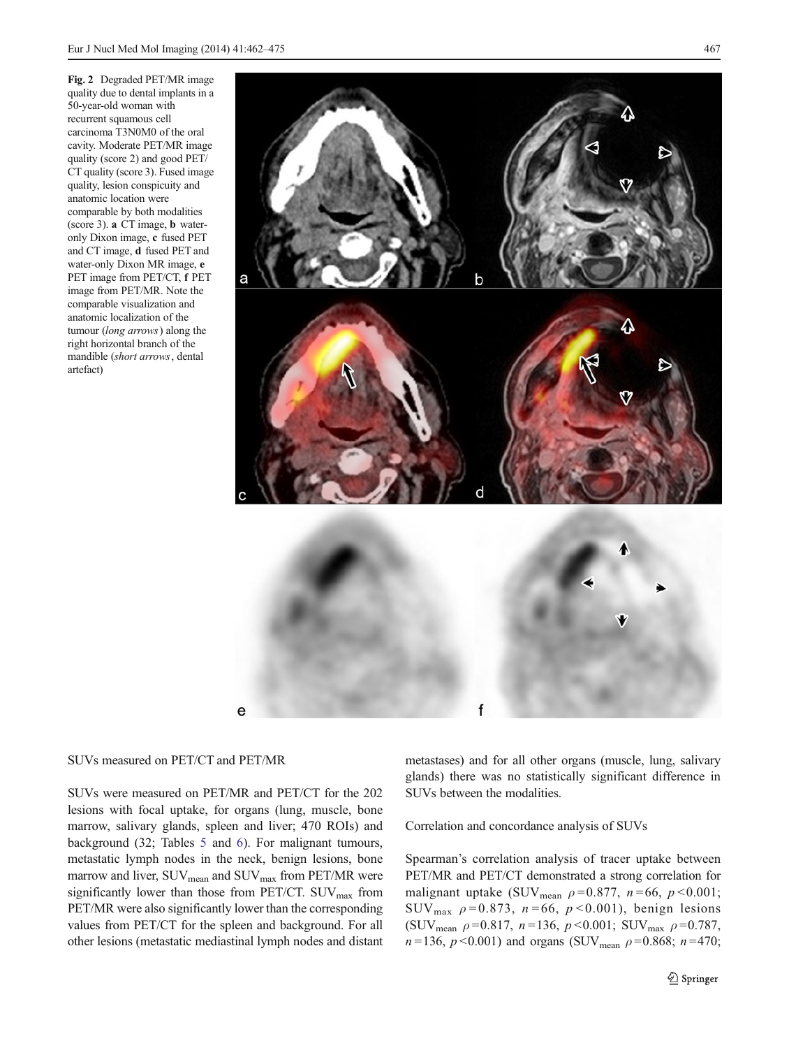**Fig. 2** Degraded PET/MR image quality due to dental implants in a 50-year-old woman with recurrent squamous cell carcinoma T3N0M0 of the oral cavity. Moderate PET/MR image quality (score 2) and good PET/CT quality (score 3). Fused image quality, lesion conspicuity and anatomic location were comparable by both modalities (score 3). **a** CT image, **b** water-only Dixon image, **c** fused PET and CT image, **d** fused PET and water-only Dixon MR image, **e** PET image from PET/CT, **f** PET image from PET/MR. Note the comparable visualization and anatomic localization of the tumour (*long arrows*) along the right horizontal branch of the mandible (*short arrows*, dental artefact)

SUVs measured on PET/CT and PET/MR

SUVs were measured on PET/MR and PET/CT for the 202 lesions with focal uptake, for organs (lung, muscle, bone marrow, salivary glands, spleen and liver; 470 ROIs) and background (32; Tables 5 and 6). For malignant tumours, metastatic lymph nodes in the neck, benign lesions, bone marrow and liver, $SUV_{mean}$ and $SUV_{max}$ from PET/MR were significantly lower than those from PET/CT. $SUV_{max}$ from PET/MR were also significantly lower than the corresponding values from PET/CT for the spleen and background. For all other lesions (metastatic mediastinal lymph nodes and distant metastases) and for all other organs (muscle, lung, salivary glands) there was no statistically significant difference in SUVs between the modalities.

Correlation and concordance analysis of SUVs

Spearman's correlation analysis of tracer uptake between PET/MR and PET/CT demonstrated a strong correlation for malignant uptake ($SUV_{mean}$ $\rho=0.877$, $n=66$, $p<0.001$; $SUV_{max}$ $\rho=0.873$, $n=66$, $p<0.001$), benign lesions ($SUV_{mean}$ $\rho=0.817$, $n=136$, $p<0.001$; $SUV_{max}$ $\rho=0.787$, $n=136$, $p<0.001$) and organs ($SUV_{mean}$ $\rho=0.868$; $n=470$;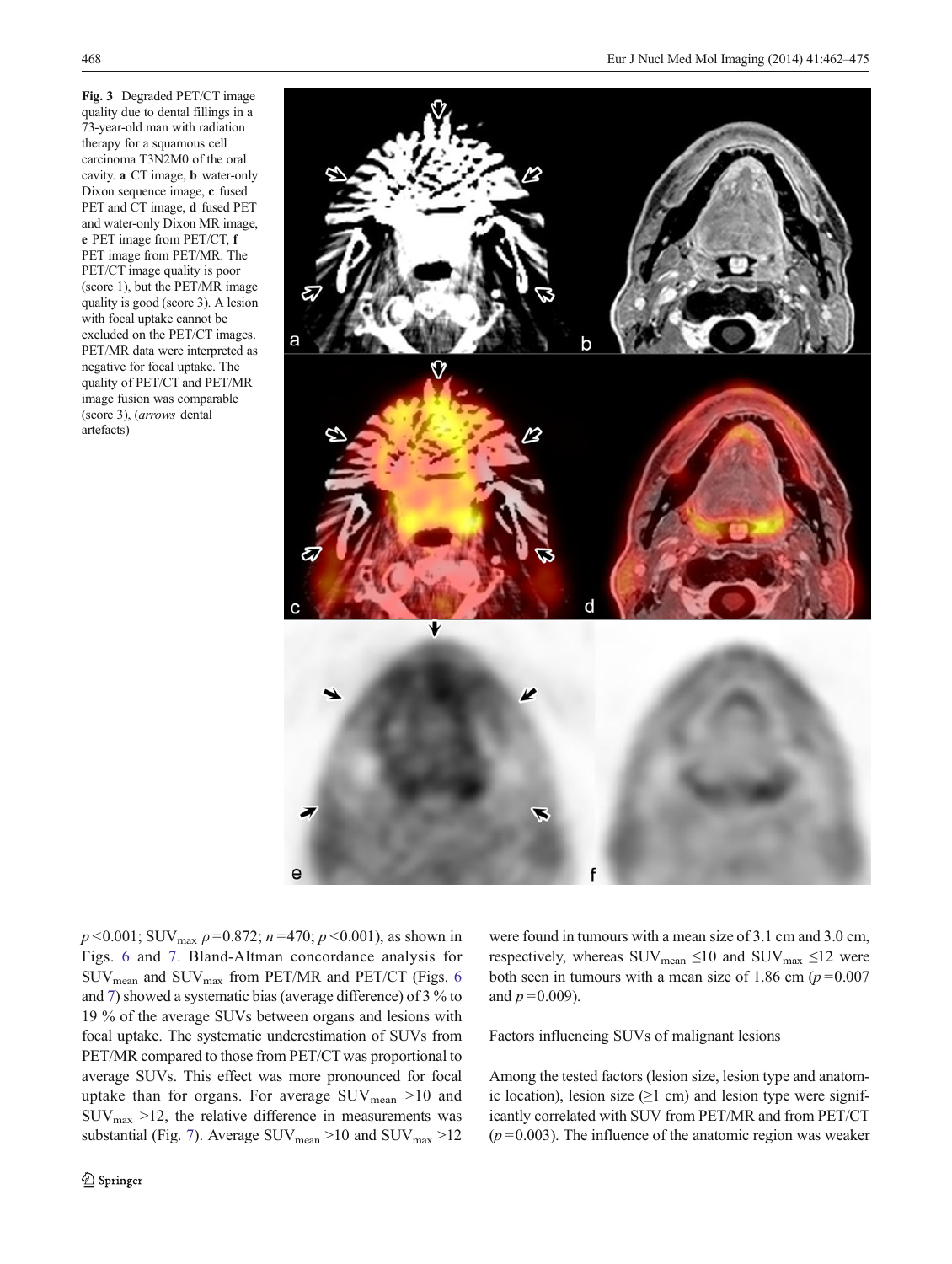**Fig. 3** Degraded PET/CT image quality due to dental fillings in a 73-year-old man with radiation therapy for a squamous cell carcinoma T3N2M0 of the oral cavity. **a** CT image, **b** water-only Dixon sequence image, **c** fused PET and CT image, **d** fused PET and water-only Dixon MR image, **e** PET image from PET/CT, **f** PET image from PET/MR. The PET/CT image quality is poor (score 1), but the PET/MR image quality is good (score 3). A lesion with focal uptake cannot be excluded on the PET/CT images. PET/MR data were interpreted as negative for focal uptake. The quality of PET/CT and PET/MR image fusion was comparable (score 3), (*arrows* dental artefacts)

$p < 0.001$; $SUV_{max}$ $\rho = 0.872$; $n = 470$; $p < 0.001$), as shown in Figs. 6 and 7. Bland-Altman concordance analysis for $SUV_{mean}$ and $SUV_{max}$ from PET/MR and PET/CT (Figs. 6 and 7) showed a systematic bias (average difference) of 3 % to 19 % of the average SUVs between organs and lesions with focal uptake. The systematic underestimation of SUVs from PET/MR compared to those from PET/CT was proportional to average SUVs. This effect was more pronounced for focal uptake than for organs. For average $SUV_{mean} > 10$ and $SUV_{max} > 12$, the relative difference in measurements was substantial (Fig. 7). Average $SUV_{mean} > 10$ and $SUV_{max} > 12$ were found in tumours with a mean size of 3.1 cm and 3.0 cm, respectively, whereas $SUV_{mean} \leq 10$ and $SUV_{max} \leq 12$ were both seen in tumours with a mean size of 1.86 cm ($p = 0.007$ and $p = 0.009$).

Factors influencing SUVs of malignant lesions

Among the tested factors (lesion size, lesion type and anatomic location), lesion size (≥1 cm) and lesion type were significantly correlated with SUV from PET/MR and from PET/CT ($p = 0.003$). The influence of the anatomic region was weaker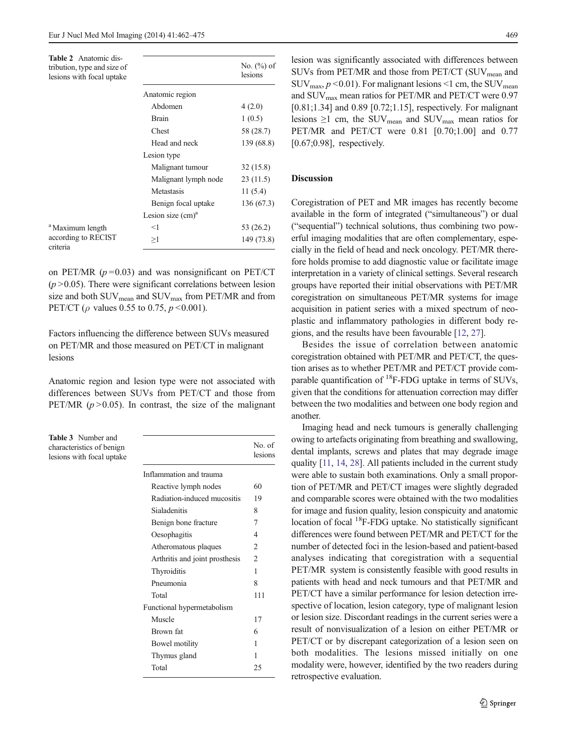**Table 2** Anatomic distribution, type and size of lesions with focal uptake

| | No. (%) of lesions |
|---|---|
| Anatomic region | |
| Abdomen | 4 (2.0) |
| Brain | 1 (0.5) |
| Chest | 58 (28.7) |
| Head and neck | 139 (68.8) |
| Lesion type | |
| Malignant tumour | 32 (15.8) |
| Malignant lymph node | 23 (11.5) |
| Metastasis | 11 (5.4) |
| Benign focal uptake | 136 (67.3) |
| Lesion size (cm)[a] | |
| <1 | 53 (26.2) |
| ≥1 | 149 (73.8) |

[a] Maximum length according to RECIST criteria

on PET/MR ($p = 0.03$) and was nonsignificant on PET/CT ($p > 0.05$). There were significant correlations between lesion size and both $SUV_{mean}$ and $SUV_{max}$ from PET/MR and from PET/CT ($\rho$ values 0.55 to 0.75, $p < 0.001$).

### Factors influencing the difference between SUVs measured on PET/MR and those measured on PET/CT in malignant lesions

Anatomic region and lesion type were not associated with differences between SUVs from PET/CT and those from PET/MR ($p > 0.05$). In contrast, the size of the malignant lesion was significantly associated with differences between SUVs from PET/MR and those from PET/CT ($SUV_{mean}$ and $SUV_{max}$, $p < 0.01$). For malignant lesions <1 cm, the $SUV_{mean}$ and $SUV_{max}$ mean ratios for PET/MR and PET/CT were 0.97 [0.81;1.34] and 0.89 [0.72;1.15], respectively. For malignant lesions ≥1 cm, the $SUV_{mean}$ and $SUV_{max}$ mean ratios for PET/MR and PET/CT were 0.81 [0.70;1.00] and 0.77 [0.67;0.98], respectively.

**Table 3** Number and characteristics of benign lesions with focal uptake

| | No. of lesions |
|---|---|
| Inflammation and trauma | |
| Reactive lymph nodes | 60 |
| Radiation-induced mucositis | 19 |
| Sialadenitis | 8 |
| Benign bone fracture | 7 |
| Oesophagitis | 4 |
| Atheromatous plaques | 2 |
| Arthritis and joint prosthesis | 2 |
| Thyroiditis | 1 |
| Pneumonia | 8 |
| Total | 111 |
| Functional hypermetabolism | |
| Muscle | 17 |
| Brown fat | 6 |
| Bowel motility | 1 |
| Thymus gland | 1 |
| Total | 25 |

## Discussion

Coregistration of PET and MR images has recently become available in the form of integrated ("simultaneous") or dual ("sequential") technical solutions, thus combining two powerful imaging modalities that are often complementary, especially in the field of head and neck oncology. PET/MR therefore holds promise to add diagnostic value or facilitate image interpretation in a variety of clinical settings. Several research groups have reported their initial observations with PET/MR coregistration on simultaneous PET/MR systems for image acquisition in patient series with a mixed spectrum of neoplastic and inflammatory pathologies in different body regions, and the results have been favourable [12, 27].

Besides the issue of correlation between anatomic coregistration obtained with PET/MR and PET/CT, the question arises as to whether PET/MR and PET/CT provide comparable quantification of $^{18}$F-FDG uptake in terms of SUVs, given that the conditions for attenuation correction may differ between the two modalities and between one body region and another.

Imaging head and neck tumours is generally challenging owing to artefacts originating from breathing and swallowing, dental implants, screws and plates that may degrade image quality [11, 14, 28]. All patients included in the current study were able to sustain both examinations. Only a small proportion of PET/MR and PET/CT images were slightly degraded and comparable scores were obtained with the two modalities for image and fusion quality, lesion conspicuity and anatomic location of focal $^{18}$F-FDG uptake. No statistically significant differences were found between PET/MR and PET/CT for the number of detected foci in the lesion-based and patient-based analyses indicating that coregistration with a sequential PET/MR system is consistently feasible with good results in patients with head and neck tumours and that PET/MR and PET/CT have a similar performance for lesion detection irrespective of location, lesion category, type of malignant lesion or lesion size. Discordant readings in the current series were a result of nonvisualization of a lesion on either PET/MR or PET/CT or by discrepant categorization of a lesion seen on both modalities. The lesions missed initially on one modality were, however, identified by the two readers during retrospective evaluation.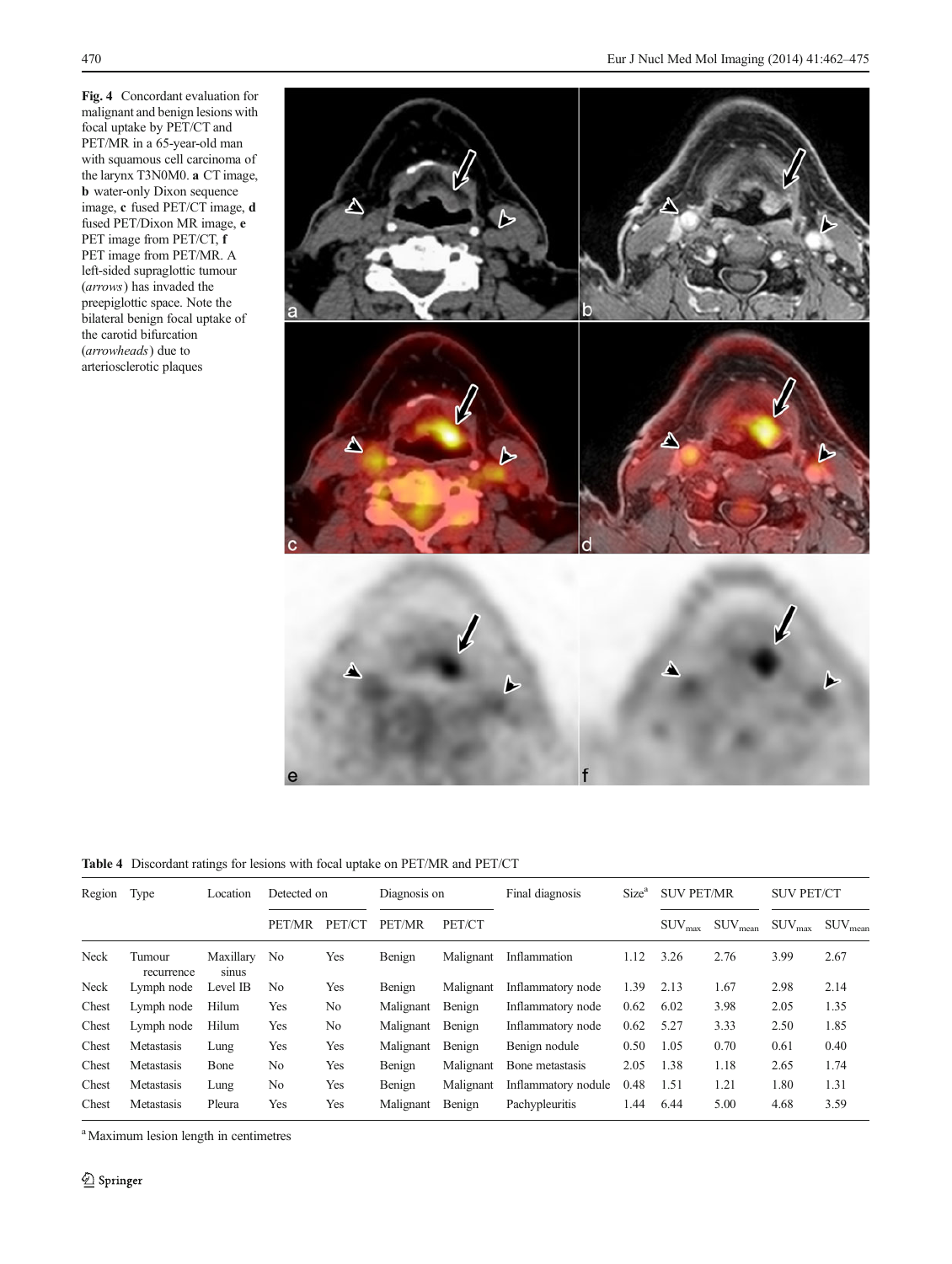**Fig. 4** Concordant evaluation for malignant and benign lesions with focal uptake by PET/CT and PET/MR in a 65-year-old man with squamous cell carcinoma of the larynx T3N0M0. **a** CT image, **b** water-only Dixon sequence image, **c** fused PET/CT image, **d** fused PET/Dixon MR image, **e** PET image from PET/CT, **f** PET image from PET/MR. A left-sided supraglottic tumour (*arrows*) has invaded the preepiglottic space. Note the bilateral benign focal uptake of the carotid bifurcation (*arrowheads*) due to arteriosclerotic plaques

**Table 4** Discordant ratings for lesions with focal uptake on PET/MR and PET/CT

| Region | Type | Location | Detected on | | Diagnosis on | | Final diagnosis | Size[a] | SUV PET/MR | | SUV PET/CT | |
|---|---|---|---|---|---|---|---|---|---|---|---|---|
| | | | PET/MR | PET/CT | PET/MR | PET/CT | | | $SUV_{max}$ | $SUV_{mean}$ | $SUV_{max}$ | $SUV_{mean}$ |
| Neck | Tumour recurrence | Maxillary sinus | No | Yes | Benign | Malignant | Inflammation | 1.12 | 3.26 | 2.76 | 3.99 | 2.67 |
| Neck | Lymph node | Level IB | No | Yes | Benign | Malignant | Inflammatory node | 1.39 | 2.13 | 1.67 | 2.98 | 2.14 |
| Chest | Lymph node | Hilum | Yes | No | Malignant | Benign | Inflammatory node | 0.62 | 6.02 | 3.98 | 2.05 | 1.35 |
| Chest | Lymph node | Hilum | Yes | No | Malignant | Benign | Inflammatory node | 0.62 | 5.27 | 3.33 | 2.50 | 1.85 |
| Chest | Metastasis | Lung | Yes | Yes | Malignant | Benign | Benign nodule | 0.50 | 1.05 | 0.70 | 0.61 | 0.40 |
| Chest | Metastasis | Bone | No | Yes | Benign | Malignant | Bone metastasis | 2.05 | 1.38 | 1.18 | 2.65 | 1.74 |
| Chest | Metastasis | Lung | No | Yes | Benign | Malignant | Inflammatory nodule | 0.48 | 1.51 | 1.21 | 1.80 | 1.31 |
| Chest | Metastasis | Pleura | Yes | Yes | Malignant | Benign | Pachypleuritis | 1.44 | 6.44 | 5.00 | 4.68 | 3.59 |

[a] Maximum lesion length in centimetres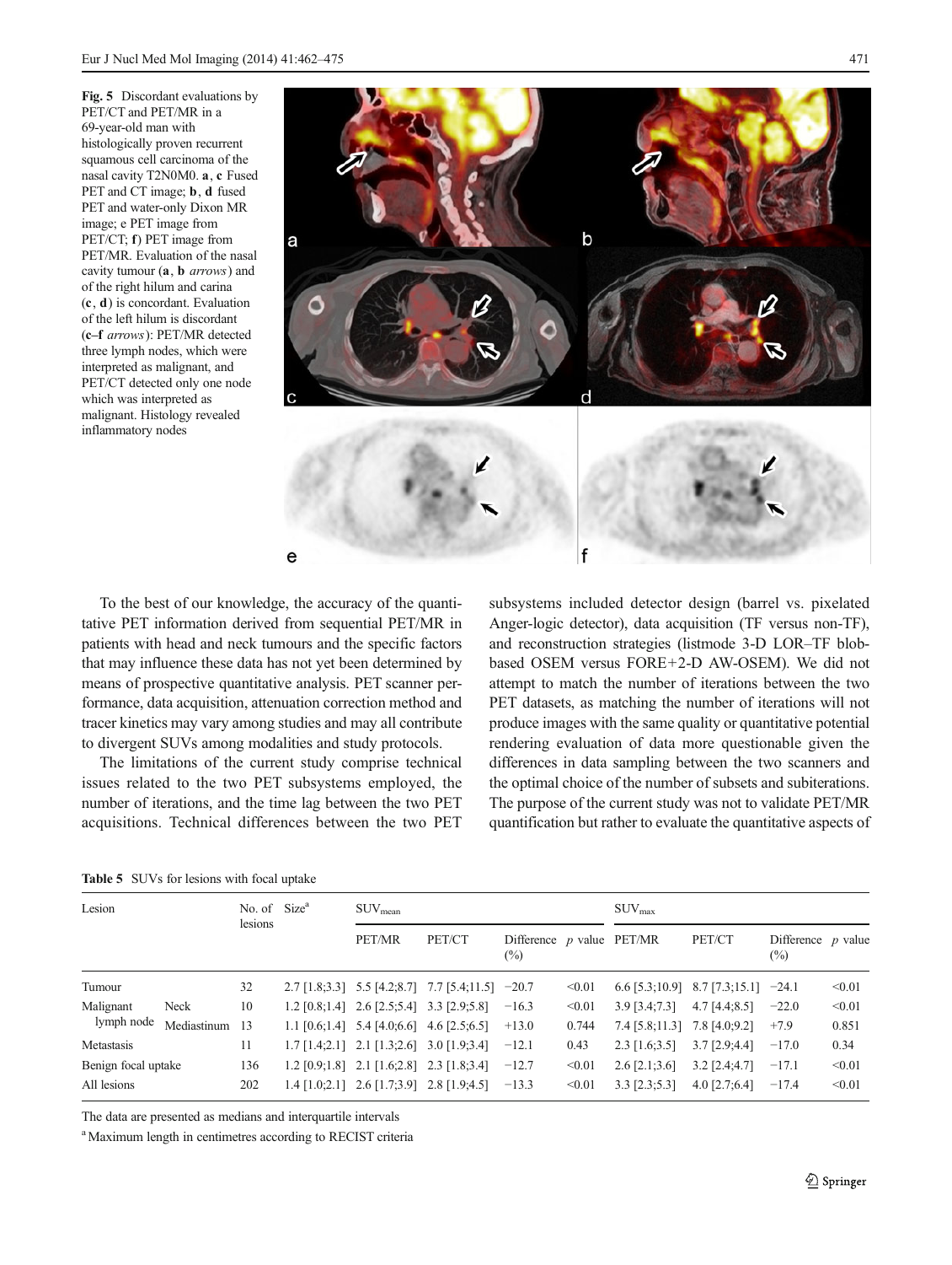**Fig. 5** Discordant evaluations by PET/CT and PET/MR in a 69-year-old man with histologically proven recurrent squamous cell carcinoma of the nasal cavity T2N0M0. **a**, **c** Fused PET and CT image; **b**, **d** fused PET and water-only Dixon MR image; e PET image from PET/CT; **f**) PET image from PET/MR. Evaluation of the nasal cavity tumour (**a**, **b** *arrows*) and of the right hilum and carina (**c**, **d**) is concordant. Evaluation of the left hilum is discordant (**c–f** *arrows*): PET/MR detected three lymph nodes, which were interpreted as malignant, and PET/CT detected only one node which was interpreted as malignant. Histology revealed inflammatory nodes

To the best of our knowledge, the accuracy of the quantitative PET information derived from sequential PET/MR in patients with head and neck tumours and the specific factors that may influence these data has not yet been determined by means of prospective quantitative analysis. PET scanner performance, data acquisition, attenuation correction method and tracer kinetics may vary among studies and may all contribute to divergent SUVs among modalities and study protocols.

The limitations of the current study comprise technical issues related to the two PET subsystems employed, the number of iterations, and the time lag between the two PET acquisitions. Technical differences between the two PET subsystems included detector design (barrel vs. pixelated Anger-logic detector), data acquisition (TF versus non-TF), and reconstruction strategies (listmode 3-D LOR–TF blob-based OSEM versus FORE+2-D AW-OSEM). We did not attempt to match the number of iterations between the two PET datasets, as matching the number of iterations will not produce images with the same quality or quantitative potential rendering evaluation of data more questionable given the differences in data sampling between the two scanners and the optimal choice of the number of subsets and subiterations. The purpose of the current study was not to validate PET/MR quantification but rather to evaluate the quantitative aspects of

**Table 5** SUVs for lesions with focal uptake

| Lesion | | No. of lesions | Size[a] | $SUV_{mean}$ | | | | $SUV_{max}$ | | | |
|---|---|---|---|---|---|---|---|---|---|---|---|
| | | | | PET/MR | PET/CT | Difference (%) | *p* value | PET/MR | PET/CT | Difference (%) | *p* value |
| Tumour | | 32 | 2.7 [1.8;3.3] | 5.5 [4.2;8.7] | 7.7 [5.4;11.5] | −20.7 | <0.01 | 6.6 [5.3;10.9] | 8.7 [7.3;15.1] | −24.1 | <0.01 |
| Malignant lymph node | Neck | 10 | 1.2 [0.8;1.4] | 2.6 [2.5;5.4] | 3.3 [2.9;5.8] | −16.3 | <0.01 | 3.9 [3.4;7.3] | 4.7 [4.4;8.5] | −22.0 | <0.01 |
| | Mediastinum | 13 | 1.1 [0.6;1.4] | 5.4 [4.0;6.6] | 4.6 [2.5;6.5] | +13.0 | 0.744 | 7.4 [5.8;11.3] | 7.8 [4.0;9.2] | +7.9 | 0.851 |
| Metastasis | | 11 | 1.7 [1.4;2.1] | 2.1 [1.3;2.6] | 3.0 [1.9;3.4] | −12.1 | 0.43 | 2.3 [1.6;3.5] | 3.7 [2.9;4.4] | −17.0 | 0.34 |
| Benign focal uptake | | 136 | 1.2 [0.9;1.8] | 2.1 [1.6;2.8] | 2.3 [1.8;3.4] | −12.7 | <0.01 | 2.6 [2.1;3.6] | 3.2 [2.4;4.7] | −17.1 | <0.01 |
| All lesions | | 202 | 1.4 [1.0;2.1] | 2.6 [1.7;3.9] | 2.8 [1.9;4.5] | −13.3 | <0.01 | 3.3 [2.3;5.3] | 4.0 [2.7;6.4] | −17.4 | <0.01 |

The data are presented as medians and interquartile intervals

[a] Maximum length in centimetres according to RECIST criteria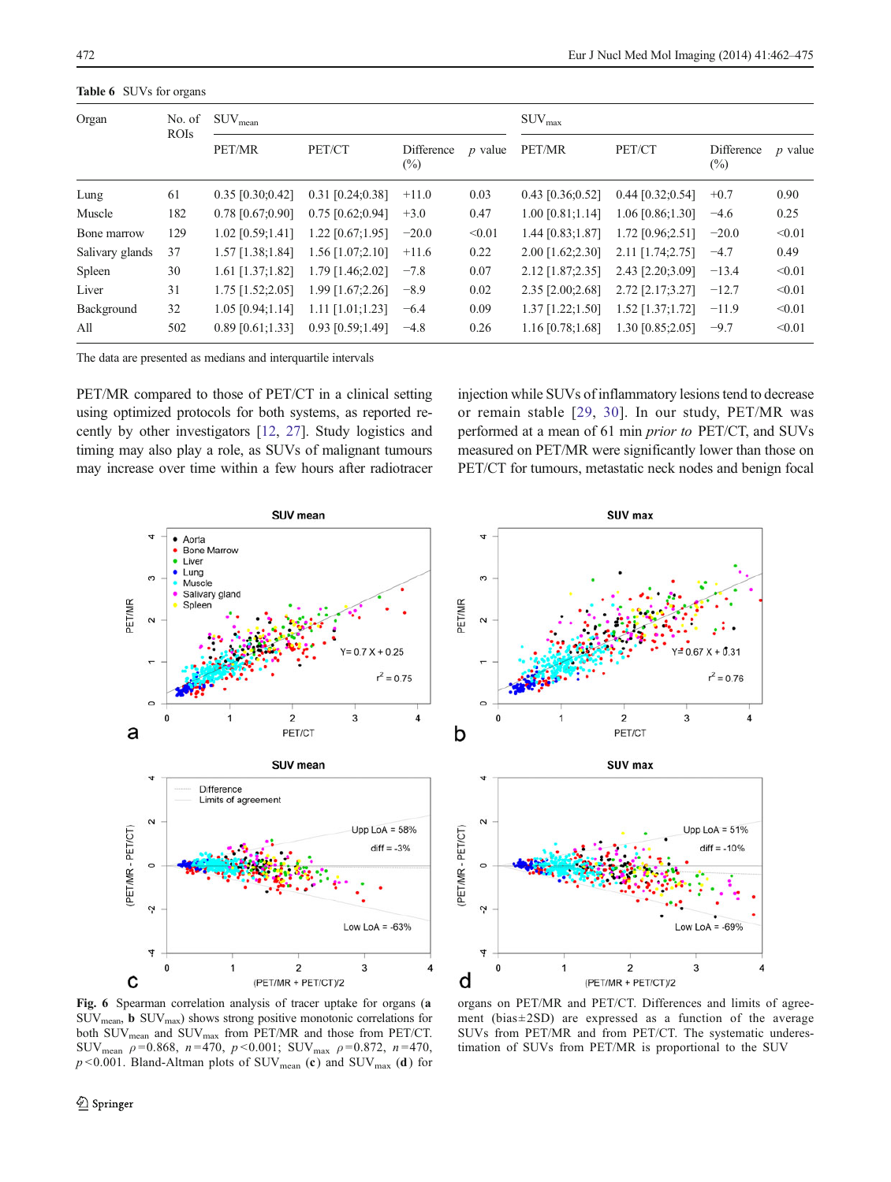**Table 6** SUVs for organs

| Organ | No. of ROIs | $SUV_{mean}$ | | | | $SUV_{max}$ | | | |
|---|---|---|---|---|---|---|---|---|---|
| | | PET/MR | PET/CT | Difference (%) | *p* value | PET/MR | PET/CT | Difference (%) | *p* value |
| Lung | 61 | 0.35 [0.30;0.42] | 0.31 [0.24;0.38] | +11.0 | 0.03 | 0.43 [0.36;0.52] | 0.44 [0.32;0.54] | +0.7 | 0.90 |
| Muscle | 182 | 0.78 [0.67;0.90] | 0.75 [0.62;0.94] | +3.0 | 0.47 | 1.00 [0.81;1.14] | 1.06 [0.86;1.30] | −4.6 | 0.25 |
| Bone marrow | 129 | 1.02 [0.59;1.41] | 1.22 [0.67;1.95] | −20.0 | <0.01 | 1.44 [0.83;1.87] | 1.72 [0.96;2.51] | −20.0 | <0.01 |
| Salivary glands | 37 | 1.57 [1.38;1.84] | 1.56 [1.07;2.10] | +11.6 | 0.22 | 2.00 [1.62;2.30] | 2.11 [1.74;2.75] | −4.7 | 0.49 |
| Spleen | 30 | 1.61 [1.37;1.82] | 1.79 [1.46;2.02] | −7.8 | 0.07 | 2.12 [1.87;2.35] | 2.43 [2.20;3.09] | −13.4 | <0.01 |
| Liver | 31 | 1.75 [1.52;2.05] | 1.99 [1.67;2.26] | −8.9 | 0.02 | 2.35 [2.00;2.68] | 2.72 [2.17;3.27] | −12.7 | <0.01 |
| Background | 32 | 1.05 [0.94;1.14] | 1.11 [1.01;1.23] | −6.4 | 0.09 | 1.37 [1.22;1.50] | 1.52 [1.37;1.72] | −11.9 | <0.01 |
| All | 502 | 0.89 [0.61;1.33] | 0.93 [0.59;1.49] | −4.8 | 0.26 | 1.16 [0.78;1.68] | 1.30 [0.85;2.05] | −9.7 | <0.01 |

The data are presented as medians and interquartile intervals

PET/MR compared to those of PET/CT in a clinical setting using optimized protocols for both systems, as reported recently by other investigators [12, 27]. Study logistics and timing may also play a role, as SUVs of malignant tumours may increase over time within a few hours after radiotracer injection while SUVs of inflammatory lesions tend to decrease or remain stable [29, 30]. In our study, PET/MR was performed at a mean of 61 min *prior to* PET/CT, and SUVs measured on PET/MR were significantly lower than those on PET/CT for tumours, metastatic neck nodes and benign focal

**Fig. 6** Spearman correlation analysis of tracer uptake for organs (**a** $SUV_{mean}$, **b** $SUV_{max}$) shows strong positive monotonic correlations for both $SUV_{mean}$ and $SUV_{max}$ from PET/MR and those from PET/CT. $SUV_{mean}$ $\rho$=0.868, $n$=470, $p$<0.001; $SUV_{max}$ $\rho$=0.872, $n$=470, $p$<0.001. Bland-Altman plots of $SUV_{mean}$ (**c**) and $SUV_{max}$ (**d**) for organs on PET/MR and PET/CT. Differences and limits of agreement (bias±2SD) are expressed as a function of the average SUVs from PET/MR and from PET/CT. The systematic underestimation of SUVs from PET/MR is proportional to the SUV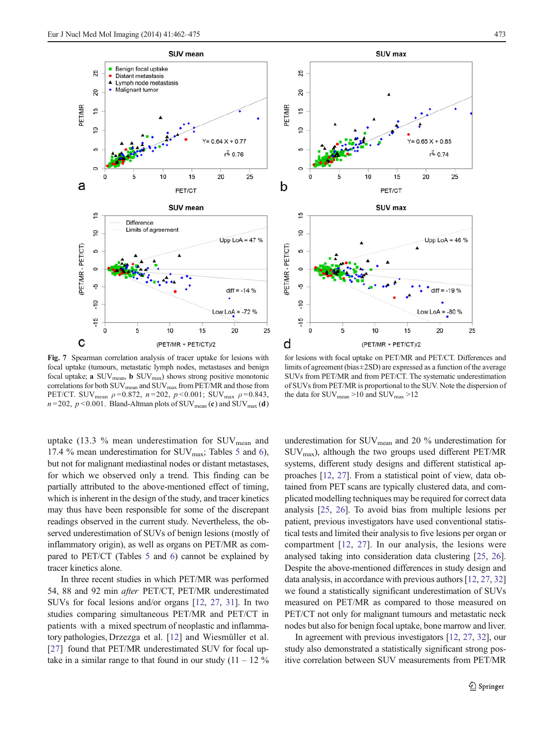Fig. 7 Spearman correlation analysis of tracer uptake for lesions with focal uptake (tumours, metastatic lymph nodes, metastases and benign focal uptake; **a** $SUV_{mean}$, **b** $SUV_{max}$) shows strong positive monotonic correlations for both $SUV_{mean}$ and $SUV_{max}$ from PET/MR and those from PET/CT. $SUV_{mean}$ $\rho=0.872$, $n=202$, $p<0.001$; $SUV_{max}$ $\rho=0.843$, $n=202$, $p<0.001$. Bland-Altman plots of $SUV_{mean}$ (**c**) and $SUV_{max}$ (**d**) for lesions with focal uptake on PET/MR and PET/CT. Differences and limits of agreement (bias±2SD) are expressed as a function of the average SUVs from PET/MR and from PET/CT. The systematic underestimation of SUVs from PET/MR is proportional to the SUV. Note the dispersion of the data for $SUV_{mean}$ >10 and $SUV_{max}$ >12

uptake (13.3 % mean underestimation for $SUV_{mean}$ and 17.4 % mean underestimation for $SUV_{max}$; Tables 5 and 6), but not for malignant mediastinal nodes or distant metastases, for which we observed only a trend. This finding can be partially attributed to the above-mentioned effect of timing, which is inherent in the design of the study, and tracer kinetics may thus have been responsible for some of the discrepant readings observed in the current study. Nevertheless, the observed underestimation of SUVs of benign lesions (mostly of inflammatory origin), as well as organs on PET/MR as compared to PET/CT (Tables 5 and 6) cannot be explained by tracer kinetics alone.

In three recent studies in which PET/MR was performed 54, 88 and 92 min *after* PET/CT, PET/MR underestimated SUVs for focal lesions and/or organs [12, 27, 31]. In two studies comparing simultaneous PET/MR and PET/CT in patients with a mixed spectrum of neoplastic and inflammatory pathologies, Drzezga et al. [12] and Wiesmüller et al. [27] found that PET/MR underestimated SUV for focal uptake in a similar range to that found in our study (11 – 12 % underestimation for $SUV_{mean}$ and 20 % underestimation for $SUV_{max}$), although the two groups used different PET/MR systems, different study designs and different statistical approaches [12, 27]. From a statistical point of view, data obtained from PET scans are typically clustered data, and complicated modelling techniques may be required for correct data analysis [25, 26]. To avoid bias from multiple lesions per patient, previous investigators have used conventional statistical tests and limited their analysis to five lesions per organ or compartment [12, 27]. In our analysis, the lesions were analysed taking into consideration data clustering [25, 26]. Despite the above-mentioned differences in study design and data analysis, in accordance with previous authors [12, 27, 32] we found a statistically significant underestimation of SUVs measured on PET/MR as compared to those measured on PET/CT not only for malignant tumours and metastatic neck nodes but also for benign focal uptake, bone marrow and liver.

In agreement with previous investigators [12, 27, 32], our study also demonstrated a statistically significant strong positive correlation between SUV measurements from PET/MR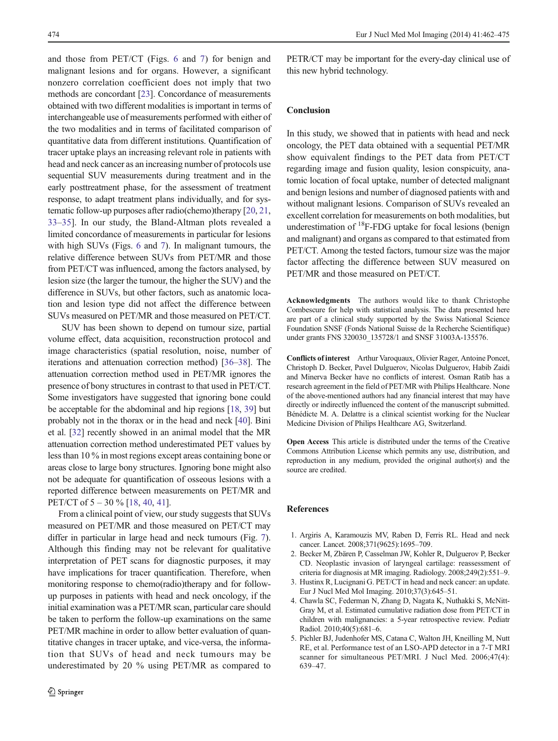and those from PET/CT (Figs. 6 and 7) for benign and malignant lesions and for organs. However, a significant nonzero correlation coefficient does not imply that two methods are concordant [23]. Concordance of measurements obtained with two different modalities is important in terms of interchangeable use of measurements performed with either of the two modalities and in terms of facilitated comparison of quantitative data from different institutions. Quantification of tracer uptake plays an increasing relevant role in patients with head and neck cancer as an increasing number of protocols use sequential SUV measurements during treatment and in the early posttreatment phase, for the assessment of treatment response, to adapt treatment plans individually, and for systematic follow-up purposes after radio(chemo)therapy [20, 21, 33–35]. In our study, the Bland-Altman plots revealed a limited concordance of measurements in particular for lesions with high SUVs (Figs. 6 and 7). In malignant tumours, the relative difference between SUVs from PET/MR and those from PET/CT was influenced, among the factors analysed, by lesion size (the larger the tumour, the higher the SUV) and the difference in SUVs, but other factors, such as anatomic location and lesion type did not affect the difference between SUVs measured on PET/MR and those measured on PET/CT.

SUV has been shown to depend on tumour size, partial volume effect, data acquisition, reconstruction protocol and image characteristics (spatial resolution, noise, number of iterations and attenuation correction method) [36–38]. The attenuation correction method used in PET/MR ignores the presence of bony structures in contrast to that used in PET/CT. Some investigators have suggested that ignoring bone could be acceptable for the abdominal and hip regions [18, 39] but probably not in the thorax or in the head and neck [40]. Bini et al. [32] recently showed in an animal model that the MR attenuation correction method underestimated PET values by less than 10 % in most regions except areas containing bone or areas close to large bony structures. Ignoring bone might also not be adequate for quantification of osseous lesions with a reported difference between measurements on PET/MR and PET/CT of 5 – 30 % [18, 40, 41].

From a clinical point of view, our study suggests that SUVs measured on PET/MR and those measured on PET/CT may differ in particular in large head and neck tumours (Fig. 7). Although this finding may not be relevant for qualitative interpretation of PET scans for diagnostic purposes, it may have implications for tracer quantification. Therefore, when monitoring response to chemo(radio)therapy and for follow-up purposes in patients with head and neck oncology, if the initial examination was a PET/MR scan, particular care should be taken to perform the follow-up examinations on the same PET/MR machine in order to allow better evaluation of quantitative changes in tracer uptake, and vice-versa, the information that SUVs of head and neck tumours may be underestimated by 20 % using PET/MR as compared to PETR/CT may be important for the every-day clinical use of this new hybrid technology.

## Conclusion

In this study, we showed that in patients with head and neck oncology, the PET data obtained with a sequential PET/MR show equivalent findings to the PET data from PET/CT regarding image and fusion quality, lesion conspicuity, anatomic location of focal uptake, number of detected malignant and benign lesions and number of diagnosed patients with and without malignant lesions. Comparison of SUVs revealed an excellent correlation for measurements on both modalities, but underestimation of $^{18}$F-FDG uptake for focal lesions (benign and malignant) and organs as compared to that estimated from PET/CT. Among the tested factors, tumour size was the major factor affecting the difference between SUV measured on PET/MR and those measured on PET/CT.

**Acknowledgments** The authors would like to thank Christophe Combescure for help with statistical analysis. The data presented here are part of a clinical study supported by the Swiss National Science Foundation SNSF (Fonds National Suisse de la Recherche Scientifique) under grants FNS 320030_135728/1 and SNSF 31003A-135576.

**Conflicts of interest** Arthur Varoquaux, Olivier Rager, Antoine Poncet, Christoph D. Becker, Pavel Dulguerov, Nicolas Dulguerov, Habib Zaidi and Minerva Becker have no conflicts of interest. Osman Ratib has a research agreement in the field of PET/MR with Philips Healthcare. None of the above-mentioned authors had any financial interest that may have directly or indirectly influenced the content of the manuscript submitted. Bénédicte M. A. Delattre is a clinical scientist working for the Nuclear Medicine Division of Philips Healthcare AG, Switzerland.

**Open Access** This article is distributed under the terms of the Creative Commons Attribution License which permits any use, distribution, and reproduction in any medium, provided the original author(s) and the source are credited.

## References

1. Argiris A, Karamouzis MV, Raben D, Ferris RL. Head and neck cancer. Lancet. 2008;371(9625):1695–709.
2. Becker M, Zbären P, Casselman JW, Kohler R, Dulguerov P, Becker CD. Neoplastic invasion of laryngeal cartilage: reassessment of criteria for diagnosis at MR imaging. Radiology. 2008;249(2):551–9.
3. Hustinx R, Lucignani G. PET/CT in head and neck cancer: an update. Eur J Nucl Med Mol Imaging. 2010;37(3):645–51.
4. Chawla SC, Federman N, Zhang D, Nagata K, Nuthakki S, McNitt-Gray M, et al. Estimated cumulative radiation dose from PET/CT in children with malignancies: a 5-year retrospective review. Pediatr Radiol. 2010;40(5):681–6.
5. Pichler BJ, Judenhofer MS, Catana C, Walton JH, Kneilling M, Nutt RE, et al. Performance test of an LSO-APD detector in a 7-T MRI scanner for simultaneous PET/MRI. J Nucl Med. 2006;47(4): 639–47.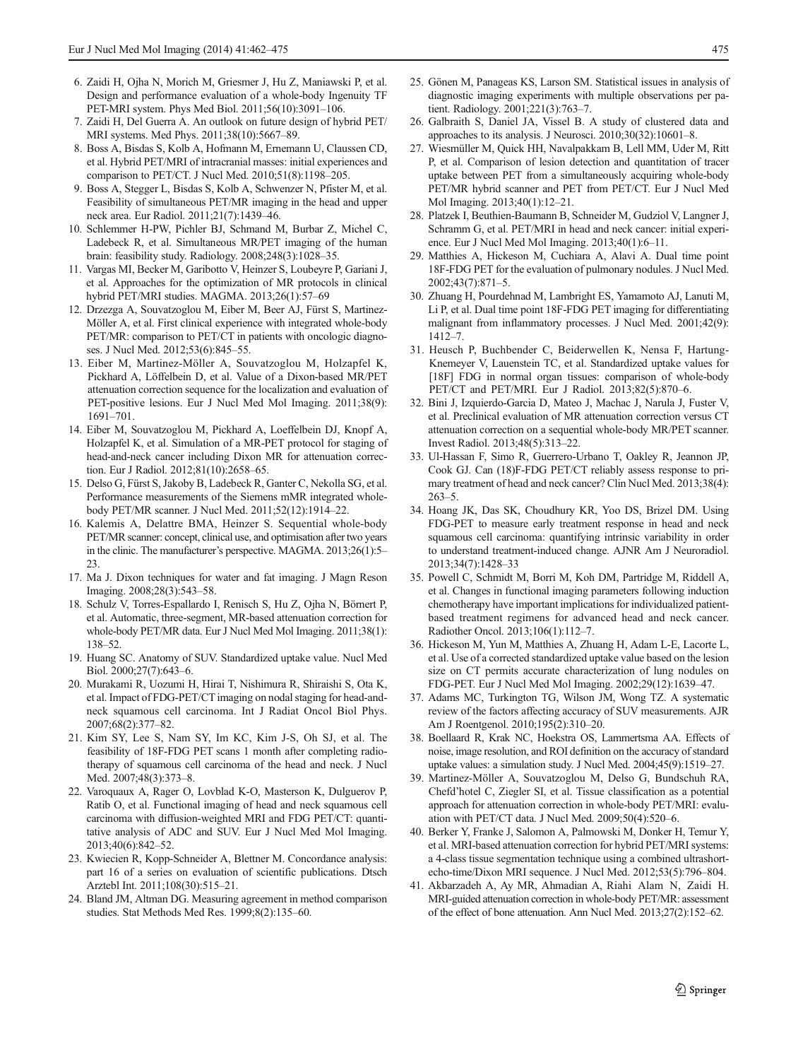6. Zaidi H, Ojha N, Morich M, Griesmer J, Hu Z, Maniawski P, et al. Design and performance evaluation of a whole-body Ingenuity TF PET-MRI system. Phys Med Biol. 2011;56(10):3091–106.
7. Zaidi H, Del Guerra A. An outlook on future design of hybrid PET/MRI systems. Med Phys. 2011;38(10):5667–89.
8. Boss A, Bisdas S, Kolb A, Hofmann M, Ernemann U, Claussen CD, et al. Hybrid PET/MRI of intracranial masses: initial experiences and comparison to PET/CT. J Nucl Med. 2010;51(8):1198–205.
9. Boss A, Stegger L, Bisdas S, Kolb A, Schwenzer N, Pfister M, et al. Feasibility of simultaneous PET/MR imaging in the head and upper neck area. Eur Radiol. 2011;21(7):1439–46.
10. Schlemmer H-PW, Pichler BJ, Schmand M, Burbar Z, Michel C, Ladebeck R, et al. Simultaneous MR/PET imaging of the human brain: feasibility study. Radiology. 2008;248(3):1028–35.
11. Vargas MI, Becker M, Garibotto V, Heinzer S, Loubeyre P, Gariani J, et al. Approaches for the optimization of MR protocols in clinical hybrid PET/MRI studies. MAGMA. 2013;26(1):57–69
12. Drzezga A, Souvatzoglou M, Eiber M, Beer AJ, Fürst S, Martinez-Möller A, et al. First clinical experience with integrated whole-body PET/MR: comparison to PET/CT in patients with oncologic diagnoses. J Nucl Med. 2012;53(6):845–55.
13. Eiber M, Martinez-Möller A, Souvatzoglou M, Holzapfel K, Pickhard A, Löffelbein D, et al. Value of a Dixon-based MR/PET attenuation correction sequence for the localization and evaluation of PET-positive lesions. Eur J Nucl Med Mol Imaging. 2011;38(9): 1691–701.
14. Eiber M, Souvatzoglou M, Pickhard A, Loeffelbein DJ, Knopf A, Holzapfel K, et al. Simulation of a MR-PET protocol for staging of head-and-neck cancer including Dixon MR for attenuation correction. Eur J Radiol. 2012;81(10):2658–65.
15. Delso G, Fürst S, Jakoby B, Ladebeck R, Ganter C, Nekolla SG, et al. Performance measurements of the Siemens mMR integrated whole-body PET/MR scanner. J Nucl Med. 2011;52(12):1914–22.
16. Kalemis A, Delattre BMA, Heinzer S. Sequential whole-body PET/MR scanner: concept, clinical use, and optimisation after two years in the clinic. The manufacturer's perspective. MAGMA. 2013;26(1):5–23.
17. Ma J. Dixon techniques for water and fat imaging. J Magn Reson Imaging. 2008;28(3):543–58.
18. Schulz V, Torres-Espallardo I, Renisch S, Hu Z, Ojha N, Börnert P, et al. Automatic, three-segment, MR-based attenuation correction for whole-body PET/MR data. Eur J Nucl Med Mol Imaging. 2011;38(1): 138–52.
19. Huang SC. Anatomy of SUV. Standardized uptake value. Nucl Med Biol. 2000;27(7):643–6.
20. Murakami R, Uozumi H, Hirai T, Nishimura R, Shiraishi S, Ota K, et al. Impact of FDG-PET/CT imaging on nodal staging for head-and-neck squamous cell carcinoma. Int J Radiat Oncol Biol Phys. 2007;68(2):377–82.
21. Kim SY, Lee S, Nam SY, Im KC, Kim J-S, Oh SJ, et al. The feasibility of 18F-FDG PET scans 1 month after completing radiotherapy of squamous cell carcinoma of the head and neck. J Nucl Med. 2007;48(3):373–8.
22. Varoquaux A, Rager O, Lovblad K-O, Masterson K, Dulguerov P, Ratib O, et al. Functional imaging of head and neck squamous cell carcinoma with diffusion-weighted MRI and FDG PET/CT: quantitative analysis of ADC and SUV. Eur J Nucl Med Mol Imaging. 2013;40(6):842–52.
23. Kwiecien R, Kopp-Schneider A, Blettner M. Concordance analysis: part 16 of a series on evaluation of scientific publications. Dtsch Arztebl Int. 2011;108(30):515–21.
24. Bland JM, Altman DG. Measuring agreement in method comparison studies. Stat Methods Med Res. 1999;8(2):135–60.
25. Gönen M, Panageas KS, Larson SM. Statistical issues in analysis of diagnostic imaging experiments with multiple observations per patient. Radiology. 2001;221(3):763–7.
26. Galbraith S, Daniel JA, Vissel B. A study of clustered data and approaches to its analysis. J Neurosci. 2010;30(32):10601–8.
27. Wiesmüller M, Quick HH, Navalpakkam B, Lell MM, Uder M, Ritt P, et al. Comparison of lesion detection and quantitation of tracer uptake between PET from a simultaneously acquiring whole-body PET/MR hybrid scanner and PET from PET/CT. Eur J Nucl Med Mol Imaging. 2013;40(1):12–21.
28. Platzek I, Beuthien-Baumann B, Schneider M, Gudziol V, Langner J, Schramm G, et al. PET/MRI in head and neck cancer: initial experience. Eur J Nucl Med Mol Imaging. 2013;40(1):6–11.
29. Matthies A, Hickeson M, Cuchiara A, Alavi A. Dual time point 18F-FDG PET for the evaluation of pulmonary nodules. J Nucl Med. 2002;43(7):871–5.
30. Zhuang H, Pourdehnad M, Lambright ES, Yamamoto AJ, Lanuti M, Li P, et al. Dual time point 18F-FDG PET imaging for differentiating malignant from inflammatory processes. J Nucl Med. 2001;42(9): 1412–7.
31. Heusch P, Buchbender C, Beiderwellen K, Nensa F, Hartung-Knemeyer V, Lauenstein TC, et al. Standardized uptake values for [18F] FDG in normal organ tissues: comparison of whole-body PET/CT and PET/MRI. Eur J Radiol. 2013;82(5):870–6.
32. Bini J, Izquierdo-Garcia D, Mateo J, Machac J, Narula J, Fuster V, et al. Preclinical evaluation of MR attenuation correction versus CT attenuation correction on a sequential whole-body MR/PET scanner. Invest Radiol. 2013;48(5):313–22.
33. Ul-Hassan F, Simo R, Guerrero-Urbano T, Oakley R, Jeannon JP, Cook GJ. Can (18)F-FDG PET/CT reliably assess response to primary treatment of head and neck cancer? Clin Nucl Med. 2013;38(4): 263–5.
34. Hoang JK, Das SK, Choudhury KR, Yoo DS, Brizel DM. Using FDG-PET to measure early treatment response in head and neck squamous cell carcinoma: quantifying intrinsic variability in order to understand treatment-induced change. AJNR Am J Neuroradiol. 2013;34(7):1428–33
35. Powell C, Schmidt M, Borri M, Koh DM, Partridge M, Riddell A, et al. Changes in functional imaging parameters following induction chemotherapy have important implications for individualized patient-based treatment regimens for advanced head and neck cancer. Radiother Oncol. 2013;106(1):112–7.
36. Hickeson M, Yun M, Matthies A, Zhuang H, Adam L-E, Lacorte L, et al. Use of a corrected standardized uptake value based on the lesion size on CT permits accurate characterization of lung nodules on FDG-PET. Eur J Nucl Med Mol Imaging. 2002;29(12):1639–47.
37. Adams MC, Turkington TG, Wilson JM, Wong TZ. A systematic review of the factors affecting accuracy of SUV measurements. AJR Am J Roentgenol. 2010;195(2):310–20.
38. Boellaard R, Krak NC, Hoekstra OS, Lammertsma AA. Effects of noise, image resolution, and ROI definition on the accuracy of standard uptake values: a simulation study. J Nucl Med. 2004;45(9):1519–27.
39. Martinez-Möller A, Souvatzoglou M, Delso G, Bundschuh RA, Chefd'hotel C, Ziegler SI, et al. Tissue classification as a potential approach for attenuation correction in whole-body PET/MRI: evaluation with PET/CT data. J Nucl Med. 2009;50(4):520–6.
40. Berker Y, Franke J, Salomon A, Palmowski M, Donker H, Temur Y, et al. MRI-based attenuation correction for hybrid PET/MRI systems: a 4-class tissue segmentation technique using a combined ultrashort-echo-time/Dixon MRI sequence. J Nucl Med. 2012;53(5):796–804.
41. Akbarzadeh A, Ay MR, Ahmadian A, Riahi Alam N, Zaidi H. MRI-guided attenuation correction in whole-body PET/MR: assessment of the effect of bone attenuation. Ann Nucl Med. 2013;27(2):152–62.